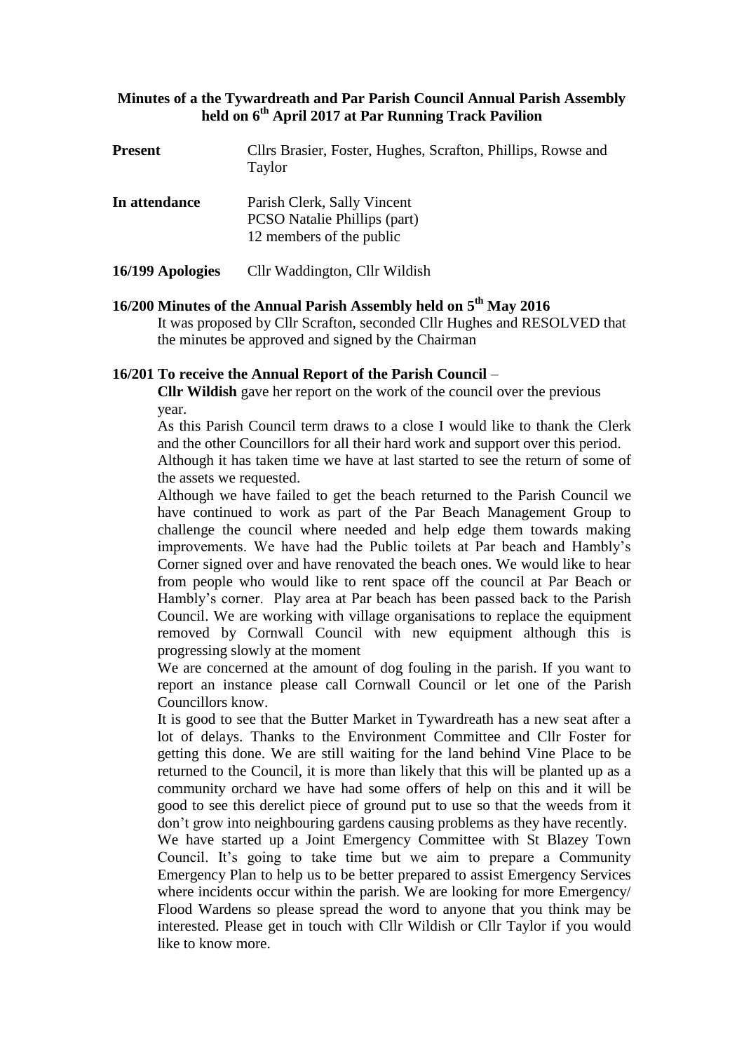**Minutes of a the Tywardreath and Par Parish Council Annual Parish Assembly held on 6th April 2017 at Par Running Track Pavilion**

**Present** Cllrs Brasier, Foster, Hughes, Scrafton, Phillips, Rowse and Taylor

**In attendance** Parish Clerk, Sally Vincent
PCSO Natalie Phillips (part)
12 members of the public

**16/199 Apologies** Cllr Waddington, Cllr Wildish

**16/200 Minutes of the Annual Parish Assembly held on 5th May 2016**

It was proposed by Cllr Scrafton, seconded Cllr Hughes and RESOLVED that the minutes be approved and signed by the Chairman

**16/201 To receive the Annual Report of the Parish Council** –

**Cllr Wildish** gave her report on the work of the council over the previous year.

As this Parish Council term draws to a close I would like to thank the Clerk and the other Councillors for all their hard work and support over this period.

Although it has taken time we have at last started to see the return of some of the assets we requested.

Although we have failed to get the beach returned to the Parish Council we have continued to work as part of the Par Beach Management Group to challenge the council where needed and help edge them towards making improvements. We have had the Public toilets at Par beach and Hambly's Corner signed over and have renovated the beach ones. We would like to hear from people who would like to rent space off the council at Par Beach or Hambly's corner. Play area at Par beach has been passed back to the Parish Council. We are working with village organisations to replace the equipment removed by Cornwall Council with new equipment although this is progressing slowly at the moment

We are concerned at the amount of dog fouling in the parish. If you want to report an instance please call Cornwall Council or let one of the Parish Councillors know.

It is good to see that the Butter Market in Tywardreath has a new seat after a lot of delays. Thanks to the Environment Committee and Cllr Foster for getting this done. We are still waiting for the land behind Vine Place to be returned to the Council, it is more than likely that this will be planted up as a community orchard we have had some offers of help on this and it will be good to see this derelict piece of ground put to use so that the weeds from it don't grow into neighbouring gardens causing problems as they have recently.

We have started up a Joint Emergency Committee with St Blazey Town Council. It's going to take time but we aim to prepare a Community Emergency Plan to help us to be better prepared to assist Emergency Services where incidents occur within the parish. We are looking for more Emergency/ Flood Wardens so please spread the word to anyone that you think may be interested. Please get in touch with Cllr Wildish or Cllr Taylor if you would like to know more.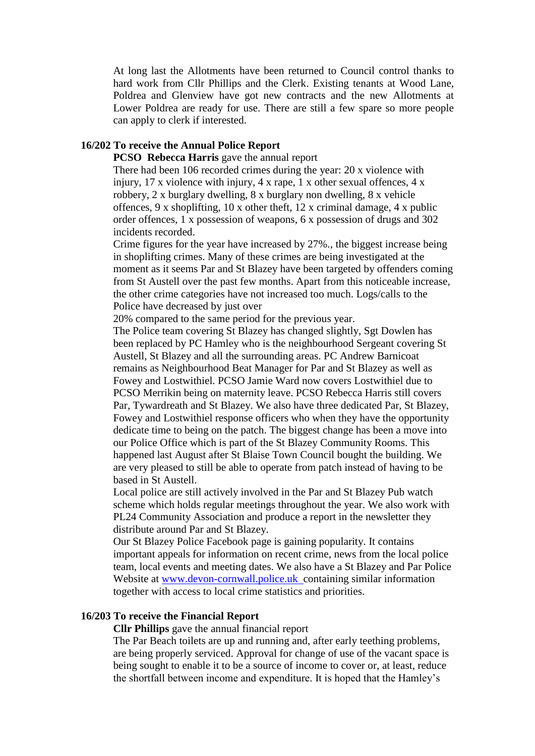At long last the Allotments have been returned to Council control thanks to hard work from Cllr Phillips and the Clerk. Existing tenants at Wood Lane, Poldrea and Glenview have got new contracts and the new Allotments at Lower Poldrea are ready for use. There are still a few spare so more people can apply to clerk if interested.

**16/202 To receive the Annual Police Report**

**PCSO Rebecca Harris** gave the annual report

There had been 106 recorded crimes during the year: 20 x violence with injury, 17 x violence with injury, 4 x rape, 1 x other sexual offences, 4 x robbery, 2 x burglary dwelling, 8 x burglary non dwelling, 8 x vehicle offences, 9 x shoplifting, 10 x other theft, 12 x criminal damage, 4 x public order offences, 1 x possession of weapons, 6 x possession of drugs and 302 incidents recorded.

Crime figures for the year have increased by 27%., the biggest increase being in shoplifting crimes. Many of these crimes are being investigated at the moment as it seems Par and St Blazey have been targeted by offenders coming from St Austell over the past few months. Apart from this noticeable increase, the other crime categories have not increased too much. Logs/calls to the Police have decreased by just over 20% compared to the same period for the previous year.

The Police team covering St Blazey has changed slightly, Sgt Dowlen has been replaced by PC Hamley who is the neighbourhood Sergeant covering St Austell, St Blazey and all the surrounding areas. PC Andrew Barnicoat remains as Neighbourhood Beat Manager for Par and St Blazey as well as Fowey and Lostwithiel. PCSO Jamie Ward now covers Lostwithiel due to PCSO Merrikin being on maternity leave. PCSO Rebecca Harris still covers Par, Tywardreath and St Blazey. We also have three dedicated Par, St Blazey, Fowey and Lostwithiel response officers who when they have the opportunity dedicate time to being on the patch. The biggest change has been a move into our Police Office which is part of the St Blazey Community Rooms. This happened last August after St Blaise Town Council bought the building. We are very pleased to still be able to operate from patch instead of having to be based in St Austell.

Local police are still actively involved in the Par and St Blazey Pub watch scheme which holds regular meetings throughout the year. We also work with PL24 Community Association and produce a report in the newsletter they distribute around Par and St Blazey.

Our St Blazey Police Facebook page is gaining popularity. It contains important appeals for information on recent crime, news from the local police team, local events and meeting dates. We also have a St Blazey and Par Police Website at www.devon-cornwall.police.uk containing similar information together with access to local crime statistics and priorities.

**16/203 To receive the Financial Report**

**Cllr Phillips** gave the annual financial report

The Par Beach toilets are up and running and, after early teething problems, are being properly serviced. Approval for change of use of the vacant space is being sought to enable it to be a source of income to cover or, at least, reduce the shortfall between income and expenditure. It is hoped that the Hamley's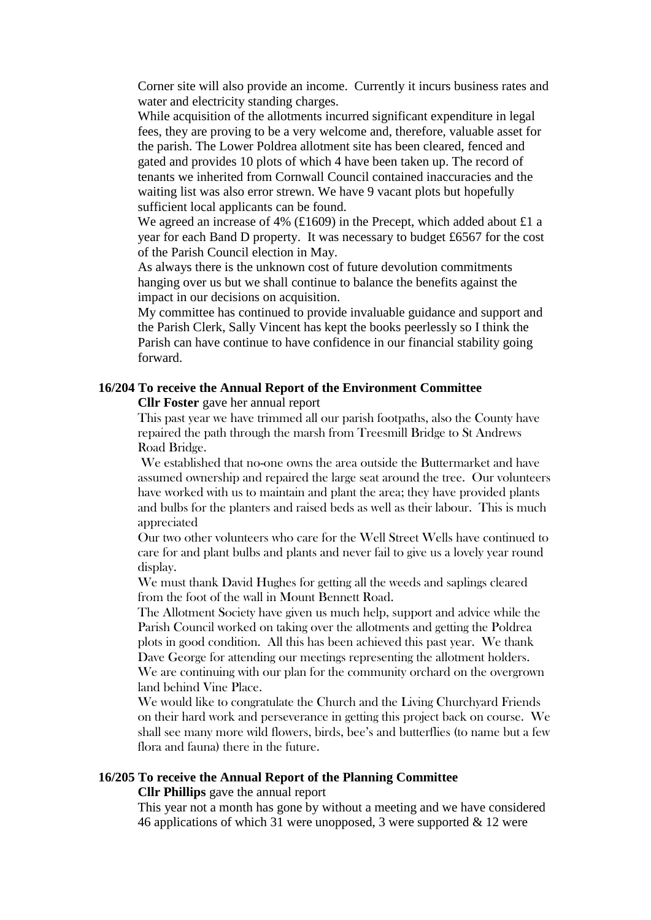Corner site will also provide an income. Currently it incurs business rates and water and electricity standing charges.

While acquisition of the allotments incurred significant expenditure in legal fees, they are proving to be a very welcome and, therefore, valuable asset for the parish. The Lower Poldrea allotment site has been cleared, fenced and gated and provides 10 plots of which 4 have been taken up. The record of tenants we inherited from Cornwall Council contained inaccuracies and the waiting list was also error strewn. We have 9 vacant plots but hopefully sufficient local applicants can be found.

We agreed an increase of 4% (£1609) in the Precept, which added about £1 a year for each Band D property. It was necessary to budget £6567 for the cost of the Parish Council election in May.

As always there is the unknown cost of future devolution commitments hanging over us but we shall continue to balance the benefits against the impact in our decisions on acquisition.

My committee has continued to provide invaluable guidance and support and the Parish Clerk, Sally Vincent has kept the books peerlessly so I think the Parish can have continue to have confidence in our financial stability going forward.

**16/204 To receive the Annual Report of the Environment Committee**

**Cllr Foster** gave her annual report

This past year we have trimmed all our parish footpaths, also the County have repaired the path through the marsh from Treesmill Bridge to St Andrews Road Bridge.

We established that no-one owns the area outside the Buttermarket and have assumed ownership and repaired the large seat around the tree. Our volunteers have worked with us to maintain and plant the area; they have provided plants and bulbs for the planters and raised beds as well as their labour. This is much appreciated

Our two other volunteers who care for the Well Street Wells have continued to care for and plant bulbs and plants and never fail to give us a lovely year round display.

We must thank David Hughes for getting all the weeds and saplings cleared from the foot of the wall in Mount Bennett Road.

The Allotment Society have given us much help, support and advice while the Parish Council worked on taking over the allotments and getting the Poldrea plots in good condition. All this has been achieved this past year. We thank Dave George for attending our meetings representing the allotment holders.

We are continuing with our plan for the community orchard on the overgrown land behind Vine Place.

We would like to congratulate the Church and the Living Churchyard Friends on their hard work and perseverance in getting this project back on course. We shall see many more wild flowers, birds, bee's and butterflies (to name but a few flora and fauna) there in the future.

**16/205 To receive the Annual Report of the Planning Committee**

**Cllr Phillips** gave the annual report

This year not a month has gone by without a meeting and we have considered 46 applications of which 31 were unopposed, 3 were supported & 12 were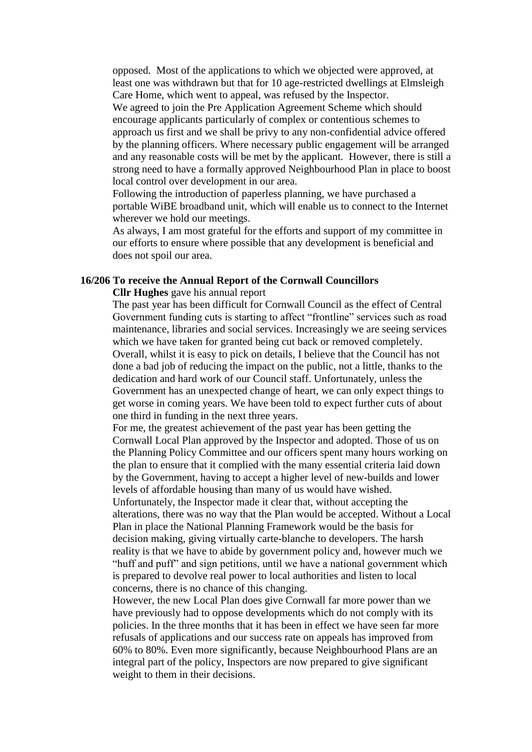opposed. Most of the applications to which we objected were approved, at least one was withdrawn but that for 10 age-restricted dwellings at Elmsleigh Care Home, which went to appeal, was refused by the Inspector.

We agreed to join the Pre Application Agreement Scheme which should encourage applicants particularly of complex or contentious schemes to approach us first and we shall be privy to any non-confidential advice offered by the planning officers. Where necessary public engagement will be arranged and any reasonable costs will be met by the applicant. However, there is still a strong need to have a formally approved Neighbourhood Plan in place to boost local control over development in our area.

Following the introduction of paperless planning, we have purchased a portable WiBE broadband unit, which will enable us to connect to the Internet wherever we hold our meetings.

As always, I am most grateful for the efforts and support of my committee in our efforts to ensure where possible that any development is beneficial and does not spoil our area.

**16/206 To receive the Annual Report of the Cornwall Councillors**

**Cllr Hughes** gave his annual report

The past year has been difficult for Cornwall Council as the effect of Central Government funding cuts is starting to affect "frontline" services such as road maintenance, libraries and social services. Increasingly we are seeing services which we have taken for granted being cut back or removed completely. Overall, whilst it is easy to pick on details, I believe that the Council has not done a bad job of reducing the impact on the public, not a little, thanks to the dedication and hard work of our Council staff. Unfortunately, unless the Government has an unexpected change of heart, we can only expect things to get worse in coming years. We have been told to expect further cuts of about one third in funding in the next three years.

For me, the greatest achievement of the past year has been getting the Cornwall Local Plan approved by the Inspector and adopted. Those of us on the Planning Policy Committee and our officers spent many hours working on the plan to ensure that it complied with the many essential criteria laid down by the Government, having to accept a higher level of new-builds and lower levels of affordable housing than many of us would have wished.

Unfortunately, the Inspector made it clear that, without accepting the alterations, there was no way that the Plan would be accepted. Without a Local Plan in place the National Planning Framework would be the basis for decision making, giving virtually carte-blanche to developers. The harsh reality is that we have to abide by government policy and, however much we "huff and puff" and sign petitions, until we have a national government which is prepared to devolve real power to local authorities and listen to local concerns, there is no chance of this changing.

However, the new Local Plan does give Cornwall far more power than we have previously had to oppose developments which do not comply with its policies. In the three months that it has been in effect we have seen far more refusals of applications and our success rate on appeals has improved from 60% to 80%. Even more significantly, because Neighbourhood Plans are an integral part of the policy, Inspectors are now prepared to give significant weight to them in their decisions.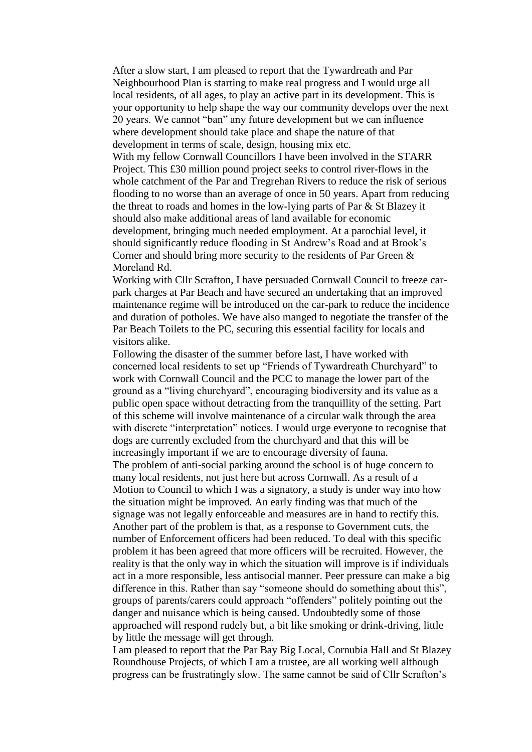After a slow start, I am pleased to report that the Tywardreath and Par Neighbourhood Plan is starting to make real progress and I would urge all local residents, of all ages, to play an active part in its development. This is your opportunity to help shape the way our community develops over the next 20 years. We cannot "ban" any future development but we can influence where development should take place and shape the nature of that development in terms of scale, design, housing mix etc.

With my fellow Cornwall Councillors I have been involved in the STARR Project. This £30 million pound project seeks to control river-flows in the whole catchment of the Par and Tregrehan Rivers to reduce the risk of serious flooding to no worse than an average of once in 50 years. Apart from reducing the threat to roads and homes in the low-lying parts of Par & St Blazey it should also make additional areas of land available for economic development, bringing much needed employment. At a parochial level, it should significantly reduce flooding in St Andrew's Road and at Brook's Corner and should bring more security to the residents of Par Green & Moreland Rd.

Working with Cllr Scrafton, I have persuaded Cornwall Council to freeze car-park charges at Par Beach and have secured an undertaking that an improved maintenance regime will be introduced on the car-park to reduce the incidence and duration of potholes. We have also manged to negotiate the transfer of the Par Beach Toilets to the PC, securing this essential facility for locals and visitors alike.

Following the disaster of the summer before last, I have worked with concerned local residents to set up "Friends of Tywardreath Churchyard" to work with Cornwall Council and the PCC to manage the lower part of the ground as a "living churchyard", encouraging biodiversity and its value as a public open space without detracting from the tranquillity of the setting. Part of this scheme will involve maintenance of a circular walk through the area with discrete "interpretation" notices. I would urge everyone to recognise that dogs are currently excluded from the churchyard and that this will be increasingly important if we are to encourage diversity of fauna.

The problem of anti-social parking around the school is of huge concern to many local residents, not just here but across Cornwall. As a result of a Motion to Council to which I was a signatory, a study is under way into how the situation might be improved. An early finding was that much of the signage was not legally enforceable and measures are in hand to rectify this. Another part of the problem is that, as a response to Government cuts, the number of Enforcement officers had been reduced. To deal with this specific problem it has been agreed that more officers will be recruited. However, the reality is that the only way in which the situation will improve is if individuals act in a more responsible, less antisocial manner. Peer pressure can make a big difference in this. Rather than say "someone should do something about this", groups of parents/carers could approach "offenders" politely pointing out the danger and nuisance which is being caused. Undoubtedly some of those approached will respond rudely but, a bit like smoking or drink-driving, little by little the message will get through.

I am pleased to report that the Par Bay Big Local, Cornubia Hall and St Blazey Roundhouse Projects, of which I am a trustee, are all working well although progress can be frustratingly slow. The same cannot be said of Cllr Scrafton's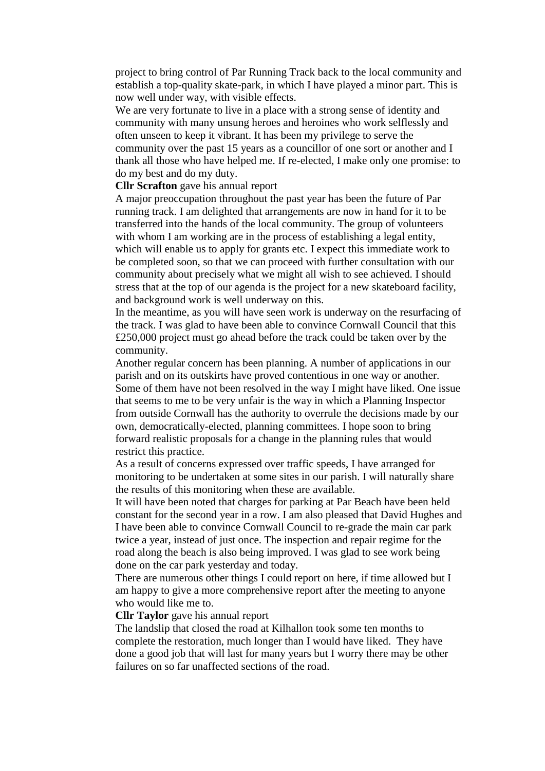project to bring control of Par Running Track back to the local community and establish a top-quality skate-park, in which I have played a minor part. This is now well under way, with visible effects.

We are very fortunate to live in a place with a strong sense of identity and community with many unsung heroes and heroines who work selflessly and often unseen to keep it vibrant. It has been my privilege to serve the community over the past 15 years as a councillor of one sort or another and I thank all those who have helped me. If re-elected, I make only one promise: to do my best and do my duty.

**Cllr Scrafton** gave his annual report

A major preoccupation throughout the past year has been the future of Par running track. I am delighted that arrangements are now in hand for it to be transferred into the hands of the local community. The group of volunteers with whom I am working are in the process of establishing a legal entity, which will enable us to apply for grants etc. I expect this immediate work to be completed soon, so that we can proceed with further consultation with our community about precisely what we might all wish to see achieved. I should stress that at the top of our agenda is the project for a new skateboard facility, and background work is well underway on this.

In the meantime, as you will have seen work is underway on the resurfacing of the track. I was glad to have been able to convince Cornwall Council that this £250,000 project must go ahead before the track could be taken over by the community.

Another regular concern has been planning. A number of applications in our parish and on its outskirts have proved contentious in one way or another. Some of them have not been resolved in the way I might have liked. One issue that seems to me to be very unfair is the way in which a Planning Inspector from outside Cornwall has the authority to overrule the decisions made by our own, democratically-elected, planning committees. I hope soon to bring forward realistic proposals for a change in the planning rules that would restrict this practice.

As a result of concerns expressed over traffic speeds, I have arranged for monitoring to be undertaken at some sites in our parish. I will naturally share the results of this monitoring when these are available.

It will have been noted that charges for parking at Par Beach have been held constant for the second year in a row. I am also pleased that David Hughes and I have been able to convince Cornwall Council to re-grade the main car park twice a year, instead of just once. The inspection and repair regime for the road along the beach is also being improved. I was glad to see work being done on the car park yesterday and today.

There are numerous other things I could report on here, if time allowed but I am happy to give a more comprehensive report after the meeting to anyone who would like me to.

**Cllr Taylor** gave his annual report

The landslip that closed the road at Kilhallon took some ten months to complete the restoration, much longer than I would have liked. They have done a good job that will last for many years but I worry there may be other failures on so far unaffected sections of the road.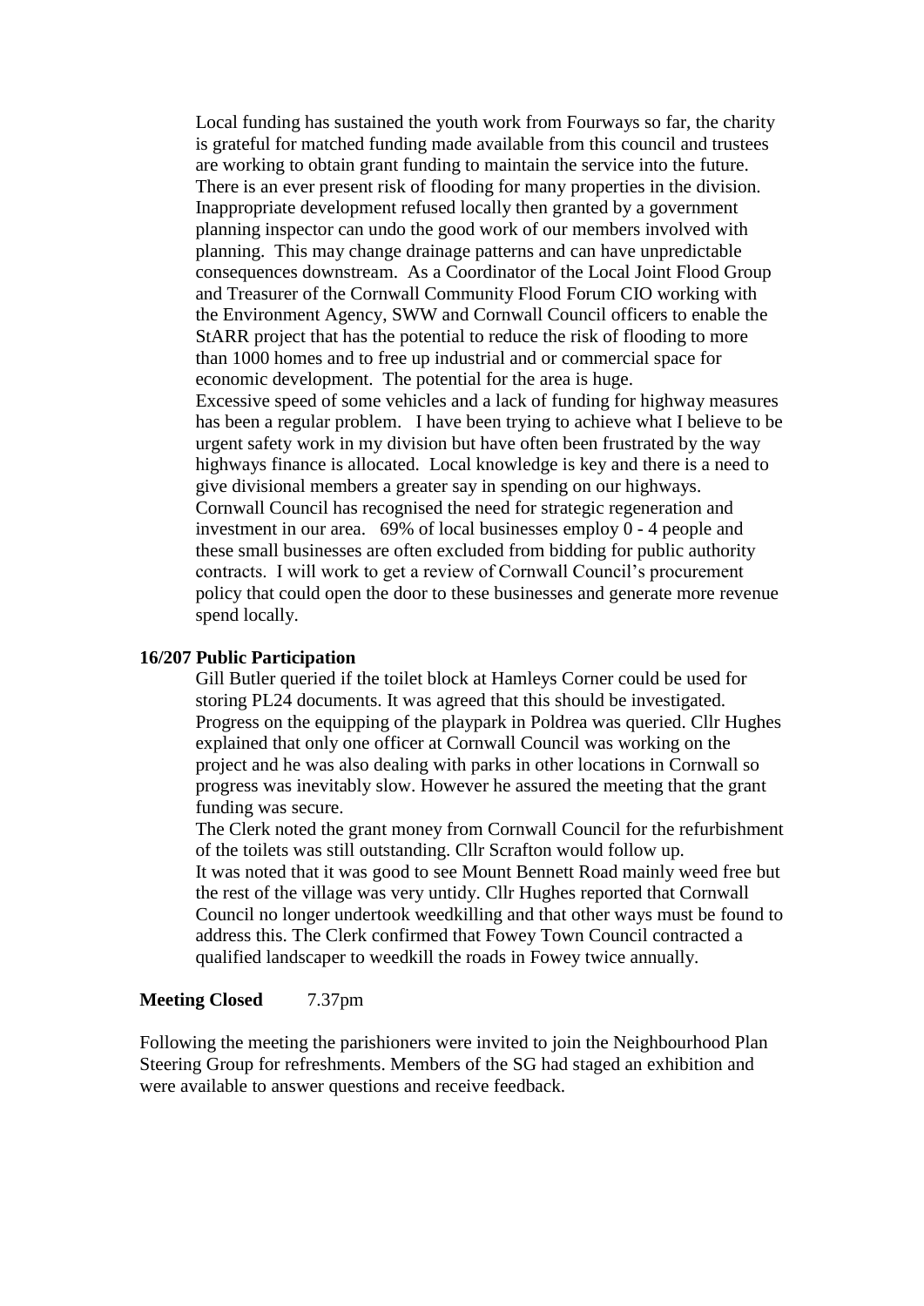Local funding has sustained the youth work from Fourways so far, the charity is grateful for matched funding made available from this council and trustees are working to obtain grant funding to maintain the service into the future.
There is an ever present risk of flooding for many properties in the division. Inappropriate development refused locally then granted by a government planning inspector can undo the good work of our members involved with planning. This may change drainage patterns and can have unpredictable consequences downstream. As a Coordinator of the Local Joint Flood Group and Treasurer of the Cornwall Community Flood Forum CIO working with the Environment Agency, SWW and Cornwall Council officers to enable the StARR project that has the potential to reduce the risk of flooding to more than 1000 homes and to free up industrial and or commercial space for economic development. The potential for the area is huge.
Excessive speed of some vehicles and a lack of funding for highway measures has been a regular problem. I have been trying to achieve what I believe to be urgent safety work in my division but have often been frustrated by the way highways finance is allocated. Local knowledge is key and there is a need to give divisional members a greater say in spending on our highways.
Cornwall Council has recognised the need for strategic regeneration and investment in our area. 69% of local businesses employ 0 - 4 people and these small businesses are often excluded from bidding for public authority contracts. I will work to get a review of Cornwall Council's procurement policy that could open the door to these businesses and generate more revenue spend locally.

**16/207 Public Participation**

Gill Butler queried if the toilet block at Hamleys Corner could be used for storing PL24 documents. It was agreed that this should be investigated.
Progress on the equipping of the playpark in Poldrea was queried. Cllr Hughes explained that only one officer at Cornwall Council was working on the project and he was also dealing with parks in other locations in Cornwall so progress was inevitably slow. However he assured the meeting that the grant funding was secure.
The Clerk noted the grant money from Cornwall Council for the refurbishment of the toilets was still outstanding. Cllr Scrafton would follow up.
It was noted that it was good to see Mount Bennett Road mainly weed free but the rest of the village was very untidy. Cllr Hughes reported that Cornwall Council no longer undertook weedkilling and that other ways must be found to address this. The Clerk confirmed that Fowey Town Council contracted a qualified landscaper to weedkill the roads in Fowey twice annually.

**Meeting Closed** 7.37pm

Following the meeting the parishioners were invited to join the Neighbourhood Plan Steering Group for refreshments. Members of the SG had staged an exhibition and were available to answer questions and receive feedback.